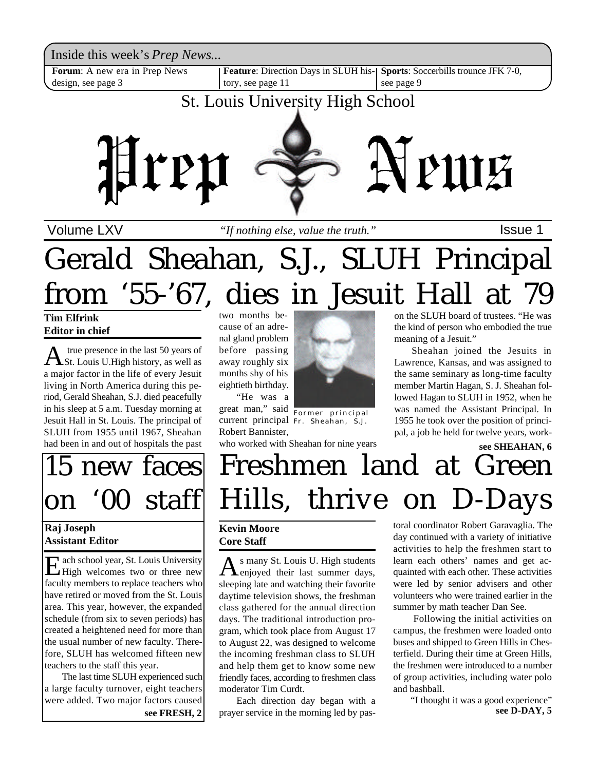Inside this week's *Prep News...*

**Forum**: A new era in Prep News design, see page 3

**Feature**: Direction Days in SLUH history, see page 11

**Sports**: Soccerbills trounce JFK 7-0, see page 9

St. Louis University High School

# Prep News

Volume LXV — *"If nothing else, value the truth."* — Issue 1

# Gerald Sheahan, S.J., SLUH Principal from '55-'67, dies in Jesuit Hall at 79

**Tim Elfrink**
**Editor in chief**

A true presence in the last 50 years of St. Louis U.High history, as well as a major factor in the life of every Jesuit living in North America during this period, Gerald Sheahan, S.J. died peacefully in his sleep at 5 a.m. Tuesday morning at Jesuit Hall in St. Louis. The principal of SLUH from 1955 until 1967, Sheahan had been in and out of hospitals the past two months because of an adrenal gland problem before passing away roughly six months shy of his eightieth birthday.

"He was a great man," said current principal Robert Bannister, who worked with Sheahan for nine years on the SLUH board of trustees. "He was the kind of person who embodied the true meaning of a Jesuit."

Former principal Fr. Sheahan, S.J.

Sheahan joined the Jesuits in Lawrence, Kansas, and was assigned to the same seminary as long-time faculty member Martin Hagan, S. J. Sheahan followed Hagan to SLUH in 1952, when he was named the Assistant Principal. In 1955 he took over the position of principal, a job he held for twelve years, work-

**see SHEAHAN, 6**

# 15 new faces on '00 staff

**Raj Joseph**
**Assistant Editor**

Each school year, St. Louis University High welcomes two or three new faculty members to replace teachers who have retired or moved from the St. Louis area. This year, however, the expanded schedule (from six to seven periods) has created a heightened need for more than the usual number of new faculty. Therefore, SLUH has welcomed fifteen new teachers to the staff this year.

The last time SLUH experienced such a large faculty turnover, eight teachers were added. Two major factors caused

**see FRESH, 2**

# Freshmen land at Green Hills, thrive on D-Days

**Kevin Moore**
**Core Staff**

As many St. Louis U. High students enjoyed their last summer days, sleeping late and watching their favorite daytime television shows, the freshman class gathered for the annual direction days. The traditional introduction program, which took place from August 17 to August 22, was designed to welcome the incoming freshman class to SLUH and help them get to know some new friendly faces, according to freshmen class moderator Tim Curdt.

Each direction day began with a prayer service in the morning led by pastoral coordinator Robert Garavaglia. The day continued with a variety of initiative activities to help the freshmen start to learn each others' names and get acquainted with each other. These activities were led by senior advisers and other volunteers who were trained earlier in the summer by math teacher Dan See.

Following the initial activities on campus, the freshmen were loaded onto buses and shipped to Green Hills in Chesterfield. During their time at Green Hills, the freshmen were introduced to a number of group activities, including water polo and bashball.

"I thought it was a good experience"

**see D-DAY, 5**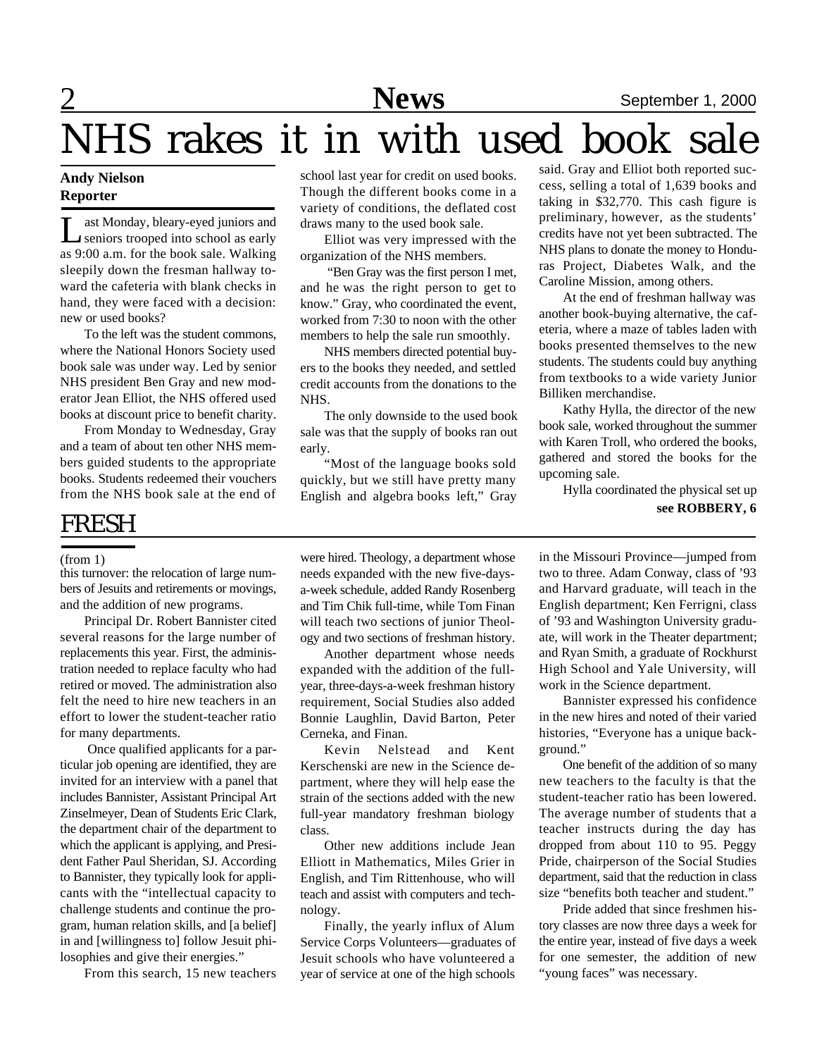# NHS rakes it in with used book sale

**Andy Nielson**
**Reporter**

Last Monday, bleary-eyed juniors and seniors trooped into school as early as 9:00 a.m. for the book sale. Walking sleepily down the fresman hallway toward the cafeteria with blank checks in hand, they were faced with a decision: new or used books?

To the left was the student commons, where the National Honors Society used book sale was under way. Led by senior NHS president Ben Gray and new moderator Jean Elliot, the NHS offered used books at discount price to benefit charity.

From Monday to Wednesday, Gray and a team of about ten other NHS members guided students to the appropriate books. Students redeemed their vouchers from the NHS book sale at the end of school last year for credit on used books. Though the different books come in a variety of conditions, the deflated cost draws many to the used book sale.

Elliot was very impressed with the organization of the NHS members.

"Ben Gray was the first person I met, and he was the right person to get to know." Gray, who coordinated the event, worked from 7:30 to noon with the other members to help the sale run smoothly.

NHS members directed potential buyers to the books they needed, and settled credit accounts from the donations to the NHS.

The only downside to the used book sale was that the supply of books ran out early.

"Most of the language books sold quickly, but we still have pretty many English and algebra books left," Gray said. Gray and Elliot both reported success, selling a total of 1,639 books and taking in $32,770. This cash figure is preliminary, however, as the students' credits have not yet been subtracted. The NHS plans to donate the money to Honduras Project, Diabetes Walk, and the Caroline Mission, among others.

At the end of freshman hallway was another book-buying alternative, the cafeteria, where a maze of tables laden with books presented themselves to the new students. The students could buy anything from textbooks to a wide variety Junior Billiken merchandise.

Kathy Hylla, the director of the new book sale, worked throughout the summer with Karen Troll, who ordered the books, gathered and stored the books for the upcoming sale.

Hylla coordinated the physical set up

**see ROBBERY, 6**

# FRESH

(from 1)

this turnover: the relocation of large numbers of Jesuits and retirements or movings, and the addition of new programs.

Principal Dr. Robert Bannister cited several reasons for the large number of replacements this year. First, the administration needed to replace faculty who had retired or moved. The administration also felt the need to hire new teachers in an effort to lower the student-teacher ratio for many departments.

Once qualified applicants for a particular job opening are identified, they are invited for an interview with a panel that includes Bannister, Assistant Principal Art Zinselmeyer, Dean of Students Eric Clark, the department chair of the department to which the applicant is applying, and President Father Paul Sheridan, SJ. According to Bannister, they typically look for applicants with the "intellectual capacity to challenge students and continue the program, human relation skills, and [a belief] in and [willingness to] follow Jesuit philosophies and give their energies."

From this search, 15 new teachers were hired. Theology, a department whose needs expanded with the new five-days-a-week schedule, added Randy Rosenberg and Tim Chik full-time, while Tom Finan will teach two sections of junior Theology and two sections of freshman history.

Another department whose needs expanded with the addition of the full-year, three-days-a-week freshman history requirement, Social Studies also added Bonnie Laughlin, David Barton, Peter Cerneka, and Finan.

Kevin Nelstead and Kent Kerschenski are new in the Science department, where they will help ease the strain of the sections added with the new full-year mandatory freshman biology class.

Other new additions include Jean Elliott in Mathematics, Miles Grier in English, and Tim Rittenhouse, who will teach and assist with computers and technology.

Finally, the yearly influx of Alum Service Corps Volunteers—graduates of Jesuit schools who have volunteered a year of service at one of the high schools in the Missouri Province—jumped from two to three. Adam Conway, class of '93 and Harvard graduate, will teach in the English department; Ken Ferrigni, class of '93 and Washington University graduate, will work in the Theater department; and Ryan Smith, a graduate of Rockhurst High School and Yale University, will work in the Science department.

Bannister expressed his confidence in the new hires and noted of their varied histories, "Everyone has a unique background."

One benefit of the addition of so many new teachers to the faculty is that the student-teacher ratio has been lowered. The average number of students that a teacher instructs during the day has dropped from about 110 to 95. Peggy Pride, chairperson of the Social Studies department, said that the reduction in class size "benefits both teacher and student."

Pride added that since freshmen history classes are now three days a week for the entire year, instead of five days a week for one semester, the addition of new "young faces" was necessary.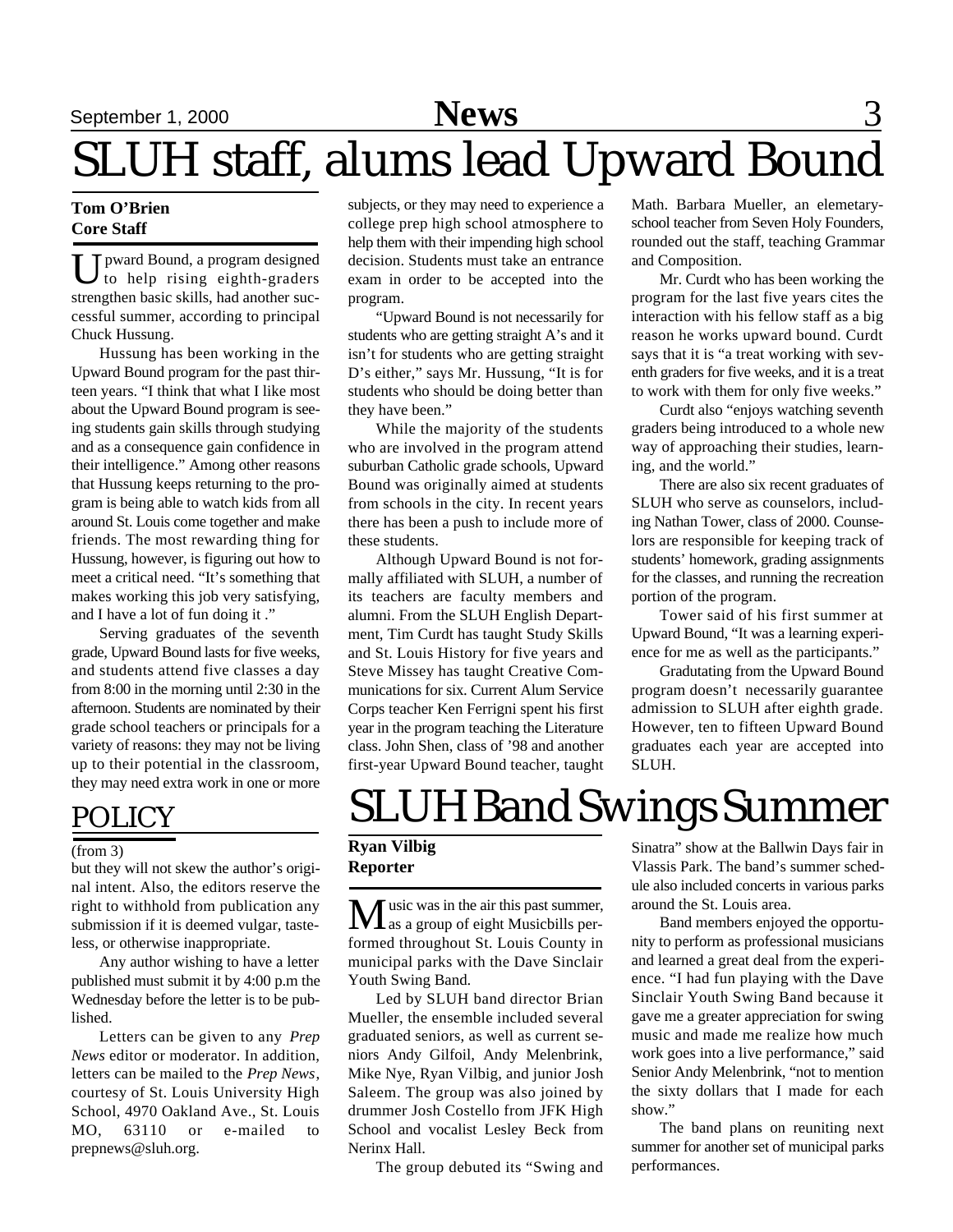# SLUH staff, alums lead Upward Bound

**Tom O'Brien**
**Core Staff**

Upward Bound, a program designed to help rising eighth-graders strengthen basic skills, had another successful summer, according to principal Chuck Hussung.

Hussung has been working in the Upward Bound program for the past thirteen years. "I think that what I like most about the Upward Bound program is seeing students gain skills through studying and as a consequence gain confidence in their intelligence." Among other reasons that Hussung keeps returning to the program is being able to watch kids from all around St. Louis come together and make friends. The most rewarding thing for Hussung, however, is figuring out how to meet a critical need. "It's something that makes working this job very satisfying, and I have a lot of fun doing it ."

Serving graduates of the seventh grade, Upward Bound lasts for five weeks, and students attend five classes a day from 8:00 in the morning until 2:30 in the afternoon. Students are nominated by their grade school teachers or principals for a variety of reasons: they may not be living up to their potential in the classroom, they may need extra work in one or more subjects, or they may need to experience a college prep high school atmosphere to help them with their impending high school decision. Students must take an entrance exam in order to be accepted into the program.

"Upward Bound is not necessarily for students who are getting straight A's and it isn't for students who are getting straight D's either," says Mr. Hussung, "It is for students who should be doing better than they have been."

While the majority of the students who are involved in the program attend suburban Catholic grade schools, Upward Bound was originally aimed at students from schools in the city. In recent years there has been a push to include more of these students.

Although Upward Bound is not formally affiliated with SLUH, a number of its teachers are faculty members and alumni. From the SLUH English Department, Tim Curdt has taught Study Skills and St. Louis History for five years and Steve Missey has taught Creative Communications for six. Current Alum Service Corps teacher Ken Ferrigni spent his first year in the program teaching the Literature class. John Shen, class of '98 and another first-year Upward Bound teacher, taught Math. Barbara Mueller, an elemetary-school teacher from Seven Holy Founders, rounded out the staff, teaching Grammar and Composition.

Mr. Curdt who has been working the program for the last five years cites the interaction with his fellow staff as a big reason he works upward bound. Curdt says that it is "a treat working with seventh graders for five weeks, and it is a treat to work with them for only five weeks."

Curdt also "enjoys watching seventh graders being introduced to a whole new way of approaching their studies, learning, and the world."

There are also six recent graduates of SLUH who serve as counselors, including Nathan Tower, class of 2000. Counselors are responsible for keeping track of students' homework, grading assignments for the classes, and running the recreation portion of the program.

Tower said of his first summer at Upward Bound, "It was a learning experience for me as well as the participants."

Gradutating from the Upward Bound program doesn't necessarily guarantee admission to SLUH after eighth grade. However, ten to fifteen Upward Bound graduates each year are accepted into SLUH.

## POLICY

(from 3)

but they will not skew the author's original intent. Also, the editors reserve the right to withhold from publication any submission if it is deemed vulgar, tasteless, or otherwise inappropriate.

Any author wishing to have a letter published must submit it by 4:00 p.m the Wednesday before the letter is to be published.

Letters can be given to any *Prep News* editor or moderator. In addition, letters can be mailed to the *Prep News*, courtesy of St. Louis University High School, 4970 Oakland Ave., St. Louis MO, 63110 or e-mailed to prepnews@sluh.org.

# SLUH Band Swings Summer

**Ryan Vilbig**
**Reporter**

Music was in the air this past summer, as a group of eight Musicbills performed throughout St. Louis County in municipal parks with the Dave Sinclair Youth Swing Band.

Led by SLUH band director Brian Mueller, the ensemble included several graduated seniors, as well as current seniors Andy Gilfoil, Andy Melenbrink, Mike Nye, Ryan Vilbig, and junior Josh Saleem. The group was also joined by drummer Josh Costello from JFK High School and vocalist Lesley Beck from Nerinx Hall.

The group debuted its "Swing and Sinatra" show at the Ballwin Days fair in Vlassis Park. The band's summer schedule also included concerts in various parks around the St. Louis area.

Band members enjoyed the opportunity to perform as professional musicians and learned a great deal from the experience. "I had fun playing with the Dave Sinclair Youth Swing Band because it gave me a greater appreciation for swing music and made me realize how much work goes into a live performance," said Senior Andy Melenbrink, "not to mention the sixty dollars that I made for each show."

The band plans on reuniting next summer for another set of municipal parks performances.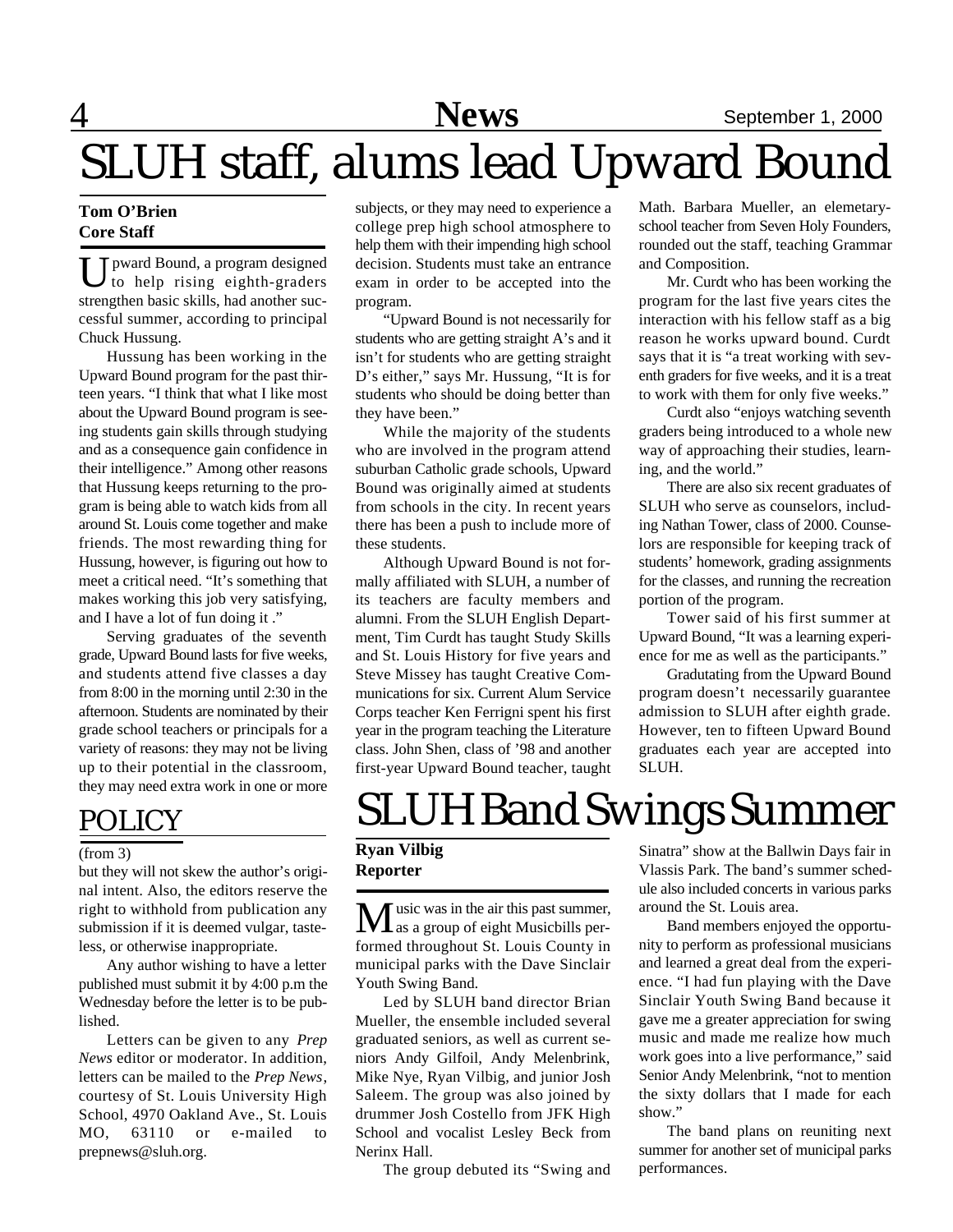# SLUH staff, alums lead Upward Bound

**Tom O'Brien**
**Core Staff**

Upward Bound, a program designed to help rising eighth-graders strengthen basic skills, had another successful summer, according to principal Chuck Hussung.

Hussung has been working in the Upward Bound program for the past thirteen years. "I think that what I like most about the Upward Bound program is seeing students gain skills through studying and as a consequence gain confidence in their intelligence." Among other reasons that Hussung keeps returning to the program is being able to watch kids from all around St. Louis come together and make friends. The most rewarding thing for Hussung, however, is figuring out how to meet a critical need. "It's something that makes working this job very satisfying, and I have a lot of fun doing it ."

Serving graduates of the seventh grade, Upward Bound lasts for five weeks, and students attend five classes a day from 8:00 in the morning until 2:30 in the afternoon. Students are nominated by their grade school teachers or principals for a variety of reasons: they may not be living up to their potential in the classroom, they may need extra work in one or more subjects, or they may need to experience a college prep high school atmosphere to help them with their impending high school decision. Students must take an entrance exam in order to be accepted into the program.

"Upward Bound is not necessarily for students who are getting straight A's and it isn't for students who are getting straight D's either," says Mr. Hussung, "It is for students who should be doing better than they have been."

While the majority of the students who are involved in the program attend suburban Catholic grade schools, Upward Bound was originally aimed at students from schools in the city. In recent years there has been a push to include more of these students.

Although Upward Bound is not formally affiliated with SLUH, a number of its teachers are faculty members and alumni. From the SLUH English Department, Tim Curdt has taught Study Skills and St. Louis History for five years and Steve Missey has taught Creative Communications for six. Current Alum Service Corps teacher Ken Ferrigni spent his first year in the program teaching the Literature class. John Shen, class of '98 and another first-year Upward Bound teacher, taught Math. Barbara Mueller, an elemetary-school teacher from Seven Holy Founders, rounded out the staff, teaching Grammar and Composition.

Mr. Curdt who has been working the program for the last five years cites the interaction with his fellow staff as a big reason he works upward bound. Curdt says that it is "a treat working with seventh graders for five weeks, and it is a treat to work with them for only five weeks."

Curdt also "enjoys watching seventh graders being introduced to a whole new way of approaching their studies, learning, and the world."

There are also six recent graduates of SLUH who serve as counselors, including Nathan Tower, class of 2000. Counselors are responsible for keeping track of students' homework, grading assignments for the classes, and running the recreation portion of the program.

Tower said of his first summer at Upward Bound, "It was a learning experience for me as well as the participants."

Gradutating from the Upward Bound program doesn't necessarily guarantee admission to SLUH after eighth grade. However, ten to fifteen Upward Bound graduates each year are accepted into SLUH.

# POLICY

(from 3)

but they will not skew the author's original intent. Also, the editors reserve the right to withhold from publication any submission if it is deemed vulgar, tasteless, or otherwise inappropriate.

Any author wishing to have a letter published must submit it by 4:00 p.m the Wednesday before the letter is to be published.

Letters can be given to any *Prep News* editor or moderator. In addition, letters can be mailed to the *Prep News*, courtesy of St. Louis University High School, 4970 Oakland Ave., St. Louis MO, 63110 or e-mailed to prepnews@sluh.org.

# SLUH Band Swings Summer

**Ryan Vilbig**
**Reporter**

Music was in the air this past summer, as a group of eight Musicbills performed throughout St. Louis County in municipal parks with the Dave Sinclair Youth Swing Band.

Led by SLUH band director Brian Mueller, the ensemble included several graduated seniors, as well as current seniors Andy Gilfoil, Andy Melenbrink, Mike Nye, Ryan Vilbig, and junior Josh Saleem. The group was also joined by drummer Josh Costello from JFK High School and vocalist Lesley Beck from Nerinx Hall.

The group debuted its "Swing and Sinatra" show at the Ballwin Days fair in Vlassis Park. The band's summer schedule also included concerts in various parks around the St. Louis area.

Band members enjoyed the opportunity to perform as professional musicians and learned a great deal from the experience. "I had fun playing with the Dave Sinclair Youth Swing Band because it gave me a greater appreciation for swing music and made me realize how much work goes into a live performance," said Senior Andy Melenbrink, "not to mention the sixty dollars that I made for each show."

The band plans on reuniting next summer for another set of municipal parks performances.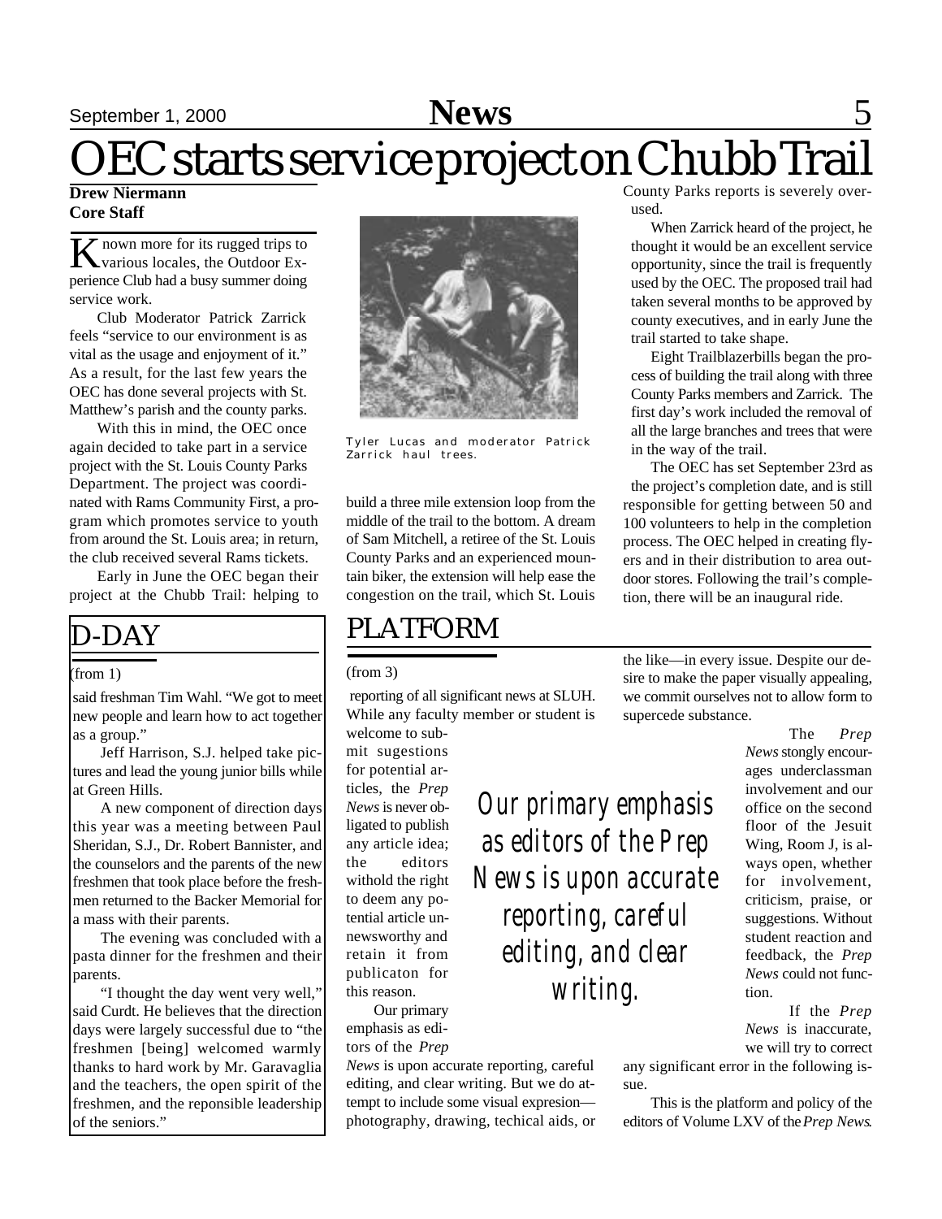# OEC starts service project on Chubb Trail

**Drew Niermann**
**Core Staff**

Known more for its rugged trips to various locales, the Outdoor Experience Club had a busy summer doing service work.

Club Moderator Patrick Zarrick feels "service to our environment is as vital as the usage and enjoyment of it." As a result, for the last few years the OEC has done several projects with St. Matthew's parish and the county parks.

With this in mind, the OEC once again decided to take part in a service project with the St. Louis County Parks Department. The project was coordinated with Rams Community First, a program which promotes service to youth from around the St. Louis area; in return, the club received several Rams tickets.

Early in June the OEC began their project at the Chubb Trail: helping to build a three mile extension loop from the middle of the trail to the bottom. A dream of Sam Mitchell, a retiree of the St. Louis County Parks and an experienced mountain biker, the extension will help ease the congestion on the trail, which St. Louis County Parks reports is severely overused.

Tyler Lucas and moderator Patrick Zarrick haul trees.

When Zarrick heard of the project, he thought it would be an excellent service opportunity, since the trail is frequently used by the OEC. The proposed trail had taken several months to be approved by county executives, and in early June the trail started to take shape.

Eight Trailblazerbills began the process of building the trail along with three County Parks members and Zarrick. The first day's work included the removal of all the large branches and trees that were in the way of the trail.

The OEC has set September 23rd as the project's completion date, and is still responsible for getting between 50 and 100 volunteers to help in the completion process. The OEC helped in creating flyers and in their distribution to area outdoor stores. Following the trail's completion, there will be an inaugural ride.

## D-DAY

(from 1)

said freshman Tim Wahl. "We got to meet new people and learn how to act together as a group."

Jeff Harrison, S.J. helped take pictures and lead the young junior bills while at Green Hills.

A new component of direction days this year was a meeting between Paul Sheridan, S.J., Dr. Robert Bannister, and the counselors and the parents of the new freshmen that took place before the freshmen returned to the Backer Memorial for a mass with their parents.

The evening was concluded with a pasta dinner for the freshmen and their parents.

"I thought the day went very well," said Curdt. He believes that the direction days were largely successful due to "the freshmen [being] welcomed warmly thanks to hard work by Mr. Garavaglia and the teachers, the open spirit of the freshmen, and the reponsible leadership of the seniors."

## PLATFORM

(from 3)

reporting of all significant news at SLUH. While any faculty member or student is welcome to submit sugestions for potential articles, the *Prep News* is never obligated to publish any article idea; the editors withold the right to deem any potential article unnewsworthy and retain it from publicaton for this reason.

Our primary emphasis as editors of the *Prep News* is upon accurate reporting, careful editing, and clear writing. But we do attempt to include some visual expresion—photography, drawing, techical aids, or the like—in every issue. Despite our desire to make the paper visually appealing, we commit ourselves not to allow form to supercede substance.

*Our primary emphasis as editors of the Prep News is upon accurate reporting, careful editing, and clear writing.*

The *Prep News* stongly encourages underclassman involvement and our office on the second floor of the Jesuit Wing, Room J, is always open, whether for involvement, criticism, praise, or suggestions. Without student reaction and feedback, the *Prep News* could not function.

If the *Prep News* is inaccurate, we will try to correct any significant error in the following issue.

This is the platform and policy of the editors of Volume LXV of the *Prep News*.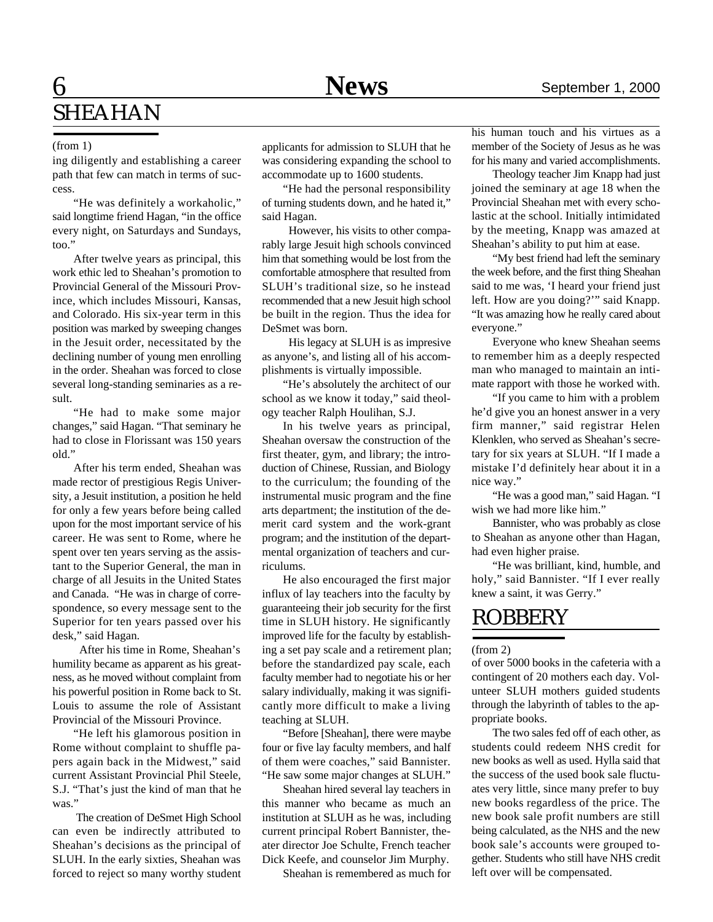## SHEAHAN

(from 1)

ing diligently and establishing a career path that few can match in terms of success.

"He was definitely a workaholic," said longtime friend Hagan, "in the office every night, on Saturdays and Sundays, too."

After twelve years as principal, this work ethic led to Sheahan's promotion to Provincial General of the Missouri Province, which includes Missouri, Kansas, and Colorado. His six-year term in this position was marked by sweeping changes in the Jesuit order, necessitated by the declining number of young men enrolling in the order. Sheahan was forced to close several long-standing seminaries as a result.

"He had to make some major changes," said Hagan. "That seminary he had to close in Florissant was 150 years old."

After his term ended, Sheahan was made rector of prestigious Regis University, a Jesuit institution, a position he held for only a few years before being called upon for the most important service of his career. He was sent to Rome, where he spent over ten years serving as the assistant to the Superior General, the man in charge of all Jesuits in the United States and Canada. "He was in charge of correspondence, so every message sent to the Superior for ten years passed over his desk," said Hagan.

After his time in Rome, Sheahan's humility became as apparent as his greatness, as he moved without complaint from his powerful position in Rome back to St. Louis to assume the role of Assistant Provincial of the Missouri Province.

"He left his glamorous position in Rome without complaint to shuffle papers again back in the Midwest," said current Assistant Provincial Phil Steele, S.J. "That's just the kind of man that he was."

The creation of DeSmet High School can even be indirectly attributed to Sheahan's decisions as the principal of SLUH. In the early sixties, Sheahan was forced to reject so many worthy student applicants for admission to SLUH that he was considering expanding the school to accommodate up to 1600 students.

"He had the personal responsibility of turning students down, and he hated it," said Hagan.

However, his visits to other comparably large Jesuit high schools convinced him that something would be lost from the comfortable atmosphere that resulted from SLUH's traditional size, so he instead recommended that a new Jesuit high school be built in the region. Thus the idea for DeSmet was born.

His legacy at SLUH is as impresive as anyone's, and listing all of his accomplishments is virtually impossible.

"He's absolutely the architect of our school as we know it today," said theology teacher Ralph Houlihan, S.J.

In his twelve years as principal, Sheahan oversaw the construction of the first theater, gym, and library; the introduction of Chinese, Russian, and Biology to the curriculum; the founding of the instrumental music program and the fine arts department; the institution of the demerit card system and the work-grant program; and the institution of the departmental organization of teachers and curriculums.

He also encouraged the first major influx of lay teachers into the faculty by guaranteeing their job security for the first time in SLUH history. He significantly improved life for the faculty by establishing a set pay scale and a retirement plan; before the standardized pay scale, each faculty member had to negotiate his or her salary individually, making it was significantly more difficult to make a living teaching at SLUH.

"Before [Sheahan], there were maybe four or five lay faculty members, and half of them were coaches," said Bannister. "He saw some major changes at SLUH."

Sheahan hired several lay teachers in this manner who became as much an institution at SLUH as he was, including current principal Robert Bannister, theater director Joe Schulte, French teacher Dick Keefe, and counselor Jim Murphy.

Sheahan is remembered as much for his human touch and his virtues as a member of the Society of Jesus as he was for his many and varied accomplishments.

Theology teacher Jim Knapp had just joined the seminary at age 18 when the Provincial Sheahan met with every scholastic at the school. Initially intimidated by the meeting, Knapp was amazed at Sheahan's ability to put him at ease.

"My best friend had left the seminary the week before, and the first thing Sheahan said to me was, 'I heard your friend just left. How are you doing?'" said Knapp. "It was amazing how he really cared about everyone."

Everyone who knew Sheahan seems to remember him as a deeply respected man who managed to maintain an intimate rapport with those he worked with.

"If you came to him with a problem he'd give you an honest answer in a very firm manner," said registrar Helen Klenklen, who served as Sheahan's secretary for six years at SLUH. "If I made a mistake I'd definitely hear about it in a nice way."

"He was a good man," said Hagan. "I wish we had more like him."

Bannister, who was probably as close to Sheahan as anyone other than Hagan, had even higher praise.

"He was brilliant, kind, humble, and holy," said Bannister. "If I ever really knew a saint, it was Gerry."

## ROBBERY

(from 2)

of over 5000 books in the cafeteria with a contingent of 20 mothers each day. Volunteer SLUH mothers guided students through the labyrinth of tables to the appropriate books.

The two sales fed off of each other, as students could redeem NHS credit for new books as well as used. Hylla said that the success of the used book sale fluctuates very little, since many prefer to buy new books regardless of the price. The new book sale profit numbers are still being calculated, as the NHS and the new book sale's accounts were grouped together. Students who still have NHS credit left over will be compensated.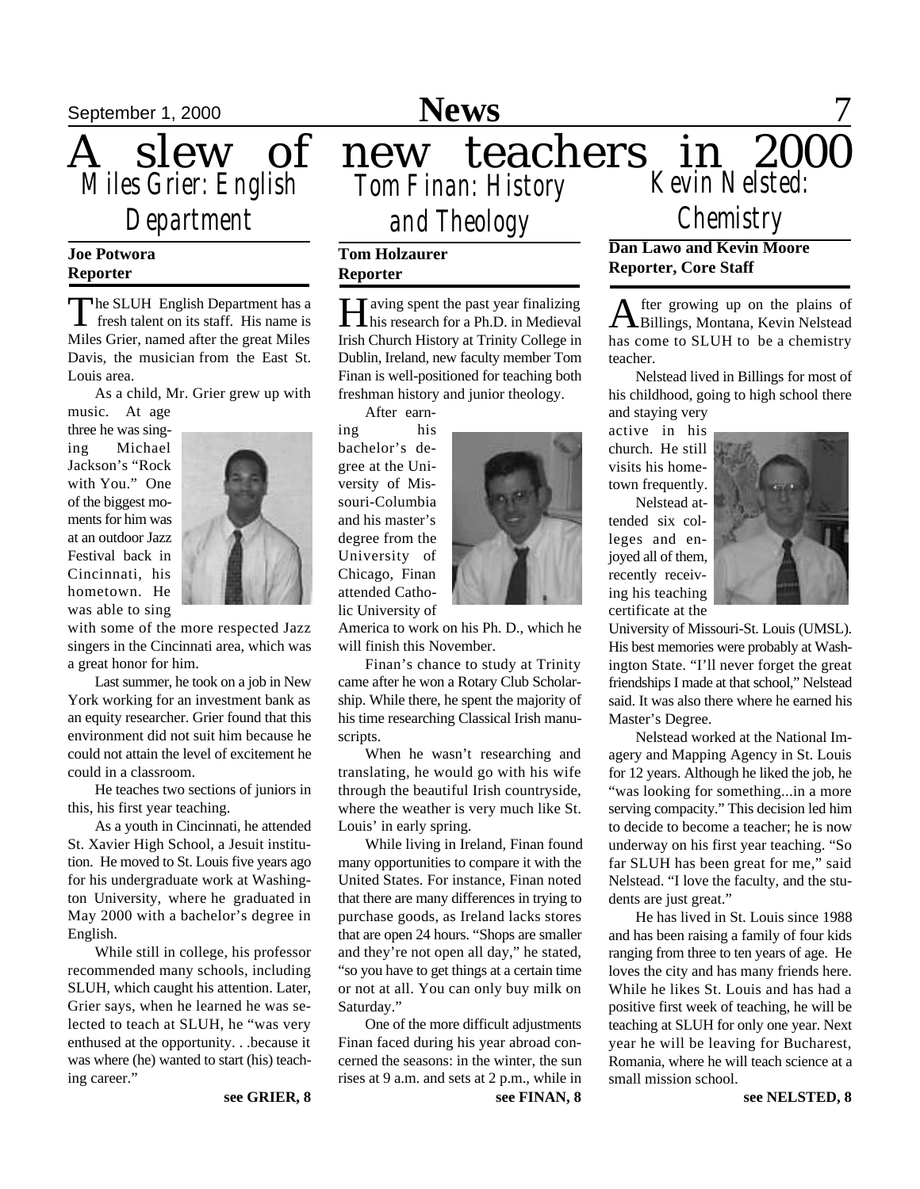# A slew of new teachers in 2000

## Miles Grier: English Department

**Joe Potwora**
**Reporter**

The SLUH English Department has a fresh talent on its staff. His name is Miles Grier, named after the great Miles Davis, the musician from the East St. Louis area.

As a child, Mr. Grier grew up with music. At age three he was singing Michael Jackson's "Rock with You." One of the biggest moments for him was at an outdoor Jazz Festival back in Cincinnati, his hometown. He was able to sing with some of the more respected Jazz singers in the Cincinnati area, which was a great honor for him.

Last summer, he took on a job in New York working for an investment bank as an equity researcher. Grier found that this environment did not suit him because he could not attain the level of excitement he could in a classroom.

He teaches two sections of juniors in this, his first year teaching.

As a youth in Cincinnati, he attended St. Xavier High School, a Jesuit institution. He moved to St. Louis five years ago for his undergraduate work at Washington University, where he graduated in May 2000 with a bachelor's degree in English.

While still in college, his professor recommended many schools, including SLUH, which caught his attention. Later, Grier says, when he learned he was selected to teach at SLUH, he "was very enthused at the opportunity. . .because it was where (he) wanted to start (his) teaching career."

**see GRIER, 8**

## Tom Finan: History and Theology

**Tom Holzaurer**
**Reporter**

Having spent the past year finalizing his research for a Ph.D. in Medieval Irish Church History at Trinity College in Dublin, Ireland, new faculty member Tom Finan is well-positioned for teaching both freshman history and junior theology.

After earning his bachelor's degree at the University of Missouri-Columbia and his master's degree from the University of Chicago, Finan attended Catholic University of America to work on his Ph. D., which he will finish this November.

Finan's chance to study at Trinity came after he won a Rotary Club Scholarship. While there, he spent the majority of his time researching Classical Irish manuscripts.

When he wasn't researching and translating, he would go with his wife through the beautiful Irish countryside, where the weather is very much like St. Louis' in early spring.

While living in Ireland, Finan found many opportunities to compare it with the United States. For instance, Finan noted that there are many differences in trying to purchase goods, as Ireland lacks stores that are open 24 hours. "Shops are smaller and they're not open all day," he stated, "so you have to get things at a certain time or not at all. You can only buy milk on Saturday."

One of the more difficult adjustments Finan faced during his year abroad concerned the seasons: in the winter, the sun rises at 9 a.m. and sets at 2 p.m., while in

**see FINAN, 8**

## Kevin Nelsted: Chemistry

**Dan Lawo and Kevin Moore**
**Reporter, Core Staff**

After growing up on the plains of Billings, Montana, Kevin Nelstead has come to SLUH to be a chemistry teacher.

Nelstead lived in Billings for most of his childhood, going to high school there and staying very active in his church. He still visits his hometown frequently.

Nelstead attended six colleges and enjoyed all of them, recently receiving his teaching certificate at the University of Missouri-St. Louis (UMSL). His best memories were probably at Washington State. "I'll never forget the great friendships I made at that school," Nelstead said. It was also there where he earned his Master's Degree.

Nelstead worked at the National Imagery and Mapping Agency in St. Louis for 12 years. Although he liked the job, he "was looking for something...in a more serving compacity." This decision led him to decide to become a teacher; he is now underway on his first year teaching. "So far SLUH has been great for me," said Nelstead. "I love the faculty, and the students are just great."

He has lived in St. Louis since 1988 and has been raising a family of four kids ranging from three to ten years of age. He loves the city and has many friends here. While he likes St. Louis and has had a positive first week of teaching, he will be teaching at SLUH for only one year. Next year he will be leaving for Bucharest, Romania, where he will teach science at a small mission school.

**see NELSTED, 8**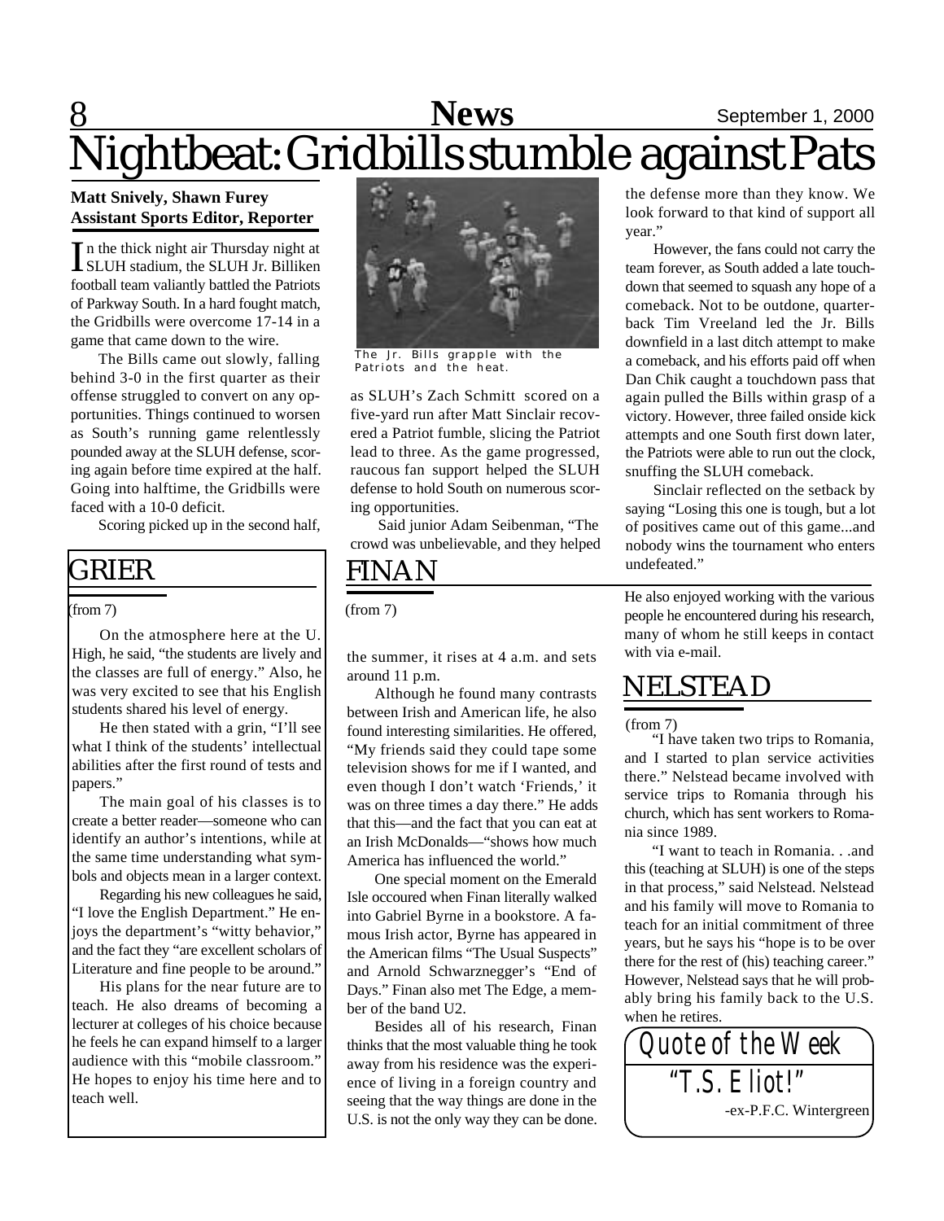# Nightbeat: Gridbills stumble against Pats

**Matt Snively, Shawn Furey**
**Assistant Sports Editor, Reporter**

In the thick night air Thursday night at SLUH stadium, the SLUH Jr. Billiken football team valiantly battled the Patriots of Parkway South. In a hard fought match, the Gridbills were overcome 17-14 in a game that came down to the wire.

The Bills came out slowly, falling behind 3-0 in the first quarter as their offense struggled to convert on any opportunities. Things continued to worsen as South's running game relentlessly pounded away at the SLUH defense, scoring again before time expired at the half. Going into halftime, the Gridbills were faced with a 10-0 deficit.

Scoring picked up in the second half, as SLUH's Zach Schmitt scored on a five-yard run after Matt Sinclair recovered a Patriot fumble, slicing the Patriot lead to three. As the game progressed, raucous fan support helped the SLUH defense to hold South on numerous scoring opportunities.

Said junior Adam Seibenman, "The crowd was unbelievable, and they helped the defense more than they know. We look forward to that kind of support all year."

However, the fans could not carry the team forever, as South added a late touchdown that seemed to squash any hope of a comeback. Not to be outdone, quarterback Tim Vreeland led the Jr. Bills downfield in a last ditch attempt to make a comeback, and his efforts paid off when Dan Chik caught a touchdown pass that again pulled the Bills within grasp of a victory. However, three failed onside kick attempts and one South first down later, the Patriots were able to run out the clock, snuffing the SLUH comeback.

Sinclair reflected on the setback by saying "Losing this one is tough, but a lot of positives came out of this game...and nobody wins the tournament who enters undefeated."

The Jr. Bills grapple with the Patriots and the heat.

## GRIER

(from 7)

On the atmosphere here at the U. High, he said, "the students are lively and the classes are full of energy." Also, he was very excited to see that his English students shared his level of energy.

He then stated with a grin, "I'll see what I think of the students' intellectual abilities after the first round of tests and papers."

The main goal of his classes is to create a better reader—someone who can identify an author's intentions, while at the same time understanding what symbols and objects mean in a larger context.

Regarding his new colleagues he said, "I love the English Department." He enjoys the department's "witty behavior," and the fact they "are excellent scholars of Literature and fine people to be around."

His plans for the near future are to teach. He also dreams of becoming a lecturer at colleges of his choice because he feels he can expand himself to a larger audience with this "mobile classroom." He hopes to enjoy his time here and to teach well.

## FINAN

(from 7)

the summer, it rises at 4 a.m. and sets around 11 p.m.

Although he found many contrasts between Irish and American life, he also found interesting similarities. He offered, "My friends said they could tape some television shows for me if I wanted, and even though I don't watch 'Friends,' it was on three times a day there." He adds that this—and the fact that you can eat at an Irish McDonalds—"shows how much America has influenced the world."

One special moment on the Emerald Isle occoured when Finan literally walked into Gabriel Byrne in a bookstore. A famous Irish actor, Byrne has appeared in the American films "The Usual Suspects" and Arnold Schwarznegger's "End of Days." Finan also met The Edge, a member of the band U2.

Besides all of his research, Finan thinks that the most valuable thing he took away from his residence was the experience of living in a foreign country and seeing that the way things are done in the U.S. is not the only way they can be done. He also enjoyed working with the various people he encountered during his research, many of whom he still keeps in contact with via e-mail.

## NELSTEAD

(from 7)

"I have taken two trips to Romania, and I started to plan service activities there." Nelstead became involved with service trips to Romania through his church, which has sent workers to Romania since 1989.

"I want to teach in Romania. . .and this (teaching at SLUH) is one of the steps in that process," said Nelstead. Nelstead and his family will move to Romania to teach for an initial commitment of three years, but he says his "hope is to be over there for the rest of (his) teaching career." However, Nelstead says that he will probably bring his family back to the U.S. when he retires.

### Quote of the Week

"T.S. Eliot!"

-ex-P.F.C. Wintergreen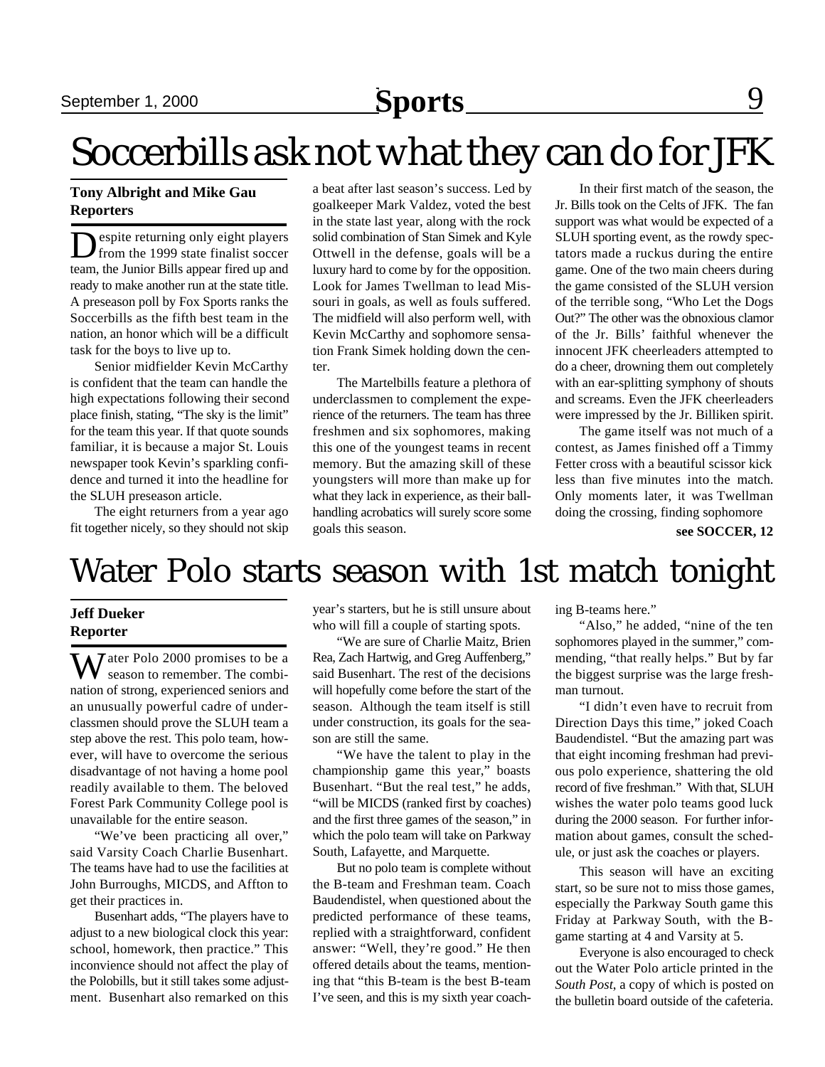# Soccerbills ask not what they can do for JFK

**Tony Albright and Mike Gau**
**Reporters**

Despite returning only eight players from the 1999 state finalist soccer team, the Junior Bills appear fired up and ready to make another run at the state title. A preseason poll by Fox Sports ranks the Soccerbills as the fifth best team in the nation, an honor which will be a difficult task for the boys to live up to.

Senior midfielder Kevin McCarthy is confident that the team can handle the high expectations following their second place finish, stating, "The sky is the limit" for the team this year. If that quote sounds familiar, it is because a major St. Louis newspaper took Kevin's sparkling confidence and turned it into the headline for the SLUH preseason article.

The eight returners from a year ago fit together nicely, so they should not skip a beat after last season's success. Led by goalkeeper Mark Valdez, voted the best in the state last year, along with the rock solid combination of Stan Simek and Kyle Ottwell in the defense, goals will be a luxury hard to come by for the opposition. Look for James Twellman to lead Missouri in goals, as well as fouls suffered. The midfield will also perform well, with Kevin McCarthy and sophomore sensation Frank Simek holding down the center.

The Martelbills feature a plethora of underclassmen to complement the experience of the returners. The team has three freshmen and six sophomores, making this one of the youngest teams in recent memory. But the amazing skill of these youngsters will more than make up for what they lack in experience, as their ball-handling acrobatics will surely score some goals this season.

In their first match of the season, the Jr. Bills took on the Celts of JFK. The fan support was what would be expected of a SLUH sporting event, as the rowdy spectators made a ruckus during the entire game. One of the two main cheers during the game consisted of the SLUH version of the terrible song, "Who Let the Dogs Out?" The other was the obnoxious clamor of the Jr. Bills' faithful whenever the innocent JFK cheerleaders attempted to do a cheer, drowning them out completely with an ear-splitting symphony of shouts and screams. Even the JFK cheerleaders were impressed by the Jr. Billiken spirit.

The game itself was not much of a contest, as James finished off a Timmy Fetter cross with a beautiful scissor kick less than five minutes into the match. Only moments later, it was Twellman doing the crossing, finding sophomore

**see SOCCER, 12**

# Water Polo starts season with 1st match tonight

**Jeff Dueker**
**Reporter**

Water Polo 2000 promises to be a season to remember. The combination of strong, experienced seniors and an unusually powerful cadre of underclassmen should prove the SLUH team a step above the rest. This polo team, however, will have to overcome the serious disadvantage of not having a home pool readily available to them. The beloved Forest Park Community College pool is unavailable for the entire season.

"We've been practicing all over," said Varsity Coach Charlie Busenhart. The teams have had to use the facilities at John Burroughs, MICDS, and Affton to get their practices in.

Busenhart adds, "The players have to adjust to a new biological clock this year: school, homework, then practice." This inconvience should not affect the play of the Polobills, but it still takes some adjustment. Busenhart also remarked on this year's starters, but he is still unsure about who will fill a couple of starting spots.

"We are sure of Charlie Maitz, Brien Rea, Zach Hartwig, and Greg Auffenberg," said Busenhart. The rest of the decisions will hopefully come before the start of the season. Although the team itself is still under construction, its goals for the season are still the same.

"We have the talent to play in the championship game this year," boasts Busenhart. "But the real test," he adds, "will be MICDS (ranked first by coaches) and the first three games of the season," in which the polo team will take on Parkway South, Lafayette, and Marquette.

But no polo team is complete without the B-team and Freshman team. Coach Baudendistel, when questioned about the predicted performance of these teams, replied with a straightforward, confident answer: "Well, they're good." He then offered details about the teams, mentioning that "this B-team is the best B-team I've seen, and this is my sixth year coaching B-teams here."

"Also," he added, "nine of the ten sophomores played in the summer," commending, "that really helps." But by far the biggest surprise was the large freshman turnout.

"I didn't even have to recruit from Direction Days this time," joked Coach Baudendistel. "But the amazing part was that eight incoming freshman had previous polo experience, shattering the old record of five freshman." With that, SLUH wishes the water polo teams good luck during the 2000 season. For further information about games, consult the schedule, or just ask the coaches or players.

This season will have an exciting start, so be sure not to miss those games, especially the Parkway South game this Friday at Parkway South, with the B-game starting at 4 and Varsity at 5.

Everyone is also encouraged to check out the Water Polo article printed in the *South Post*, a copy of which is posted on the bulletin board outside of the cafeteria.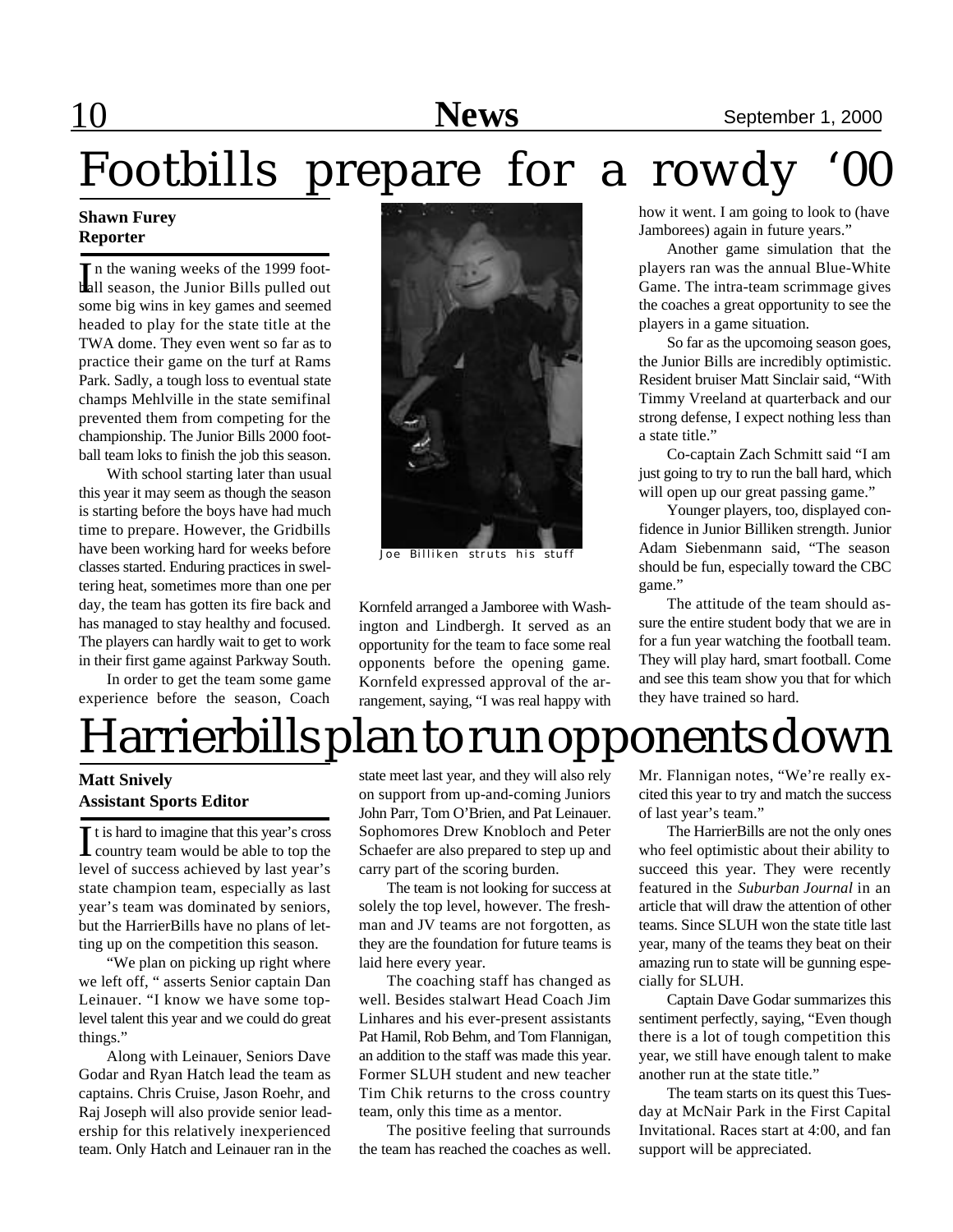# Footbills prepare for a rowdy '00

**Shawn Furey**
**Reporter**

In the waning weeks of the 1999 football season, the Junior Bills pulled out some big wins in key games and seemed headed to play for the state title at the TWA dome. They even went so far as to practice their game on the turf at Rams Park. Sadly, a tough loss to eventual state champs Mehlville in the state semifinal prevented them from competing for the championship. The Junior Bills 2000 football team loks to finish the job this season.

With school starting later than usual this year it may seem as though the season is starting before the boys have had much time to prepare. However, the Gridbills have been working hard for weeks before classes started. Enduring practices in sweltering heat, sometimes more than one per day, the team has gotten its fire back and has managed to stay healthy and focused. The players can hardly wait to get to work in their first game against Parkway South.

In order to get the team some game experience before the season, Coach Kornfeld arranged a Jamboree with Washington and Lindbergh. It served as an opportunity for the team to face some real opponents before the opening game. Kornfeld expressed approval of the arrangement, saying, "I was real happy with how it went. I am going to look to (have Jamborees) again in future years."

Joe Billiken struts his stuff

Another game simulation that the players ran was the annual Blue-White Game. The intra-team scrimmage gives the coaches a great opportunity to see the players in a game situation.

So far as the upcomoing season goes, the Junior Bills are incredibly optimistic. Resident bruiser Matt Sinclair said, "With Timmy Vreeland at quarterback and our strong defense, I expect nothing less than a state title."

Co-captain Zach Schmitt said "I am just going to try to run the ball hard, which will open up our great passing game."

Younger players, too, displayed confidence in Junior Billiken strength. Junior Adam Siebenmann said, "The season should be fun, especially toward the CBC game."

The attitude of the team should assure the entire student body that we are in for a fun year watching the football team. They will play hard, smart football. Come and see this team show you that for which they have trained so hard.

# Harrierbills plan to run opponents down

**Matt Snively**
**Assistant Sports Editor**

It is hard to imagine that this year's cross country team would be able to top the level of success achieved by last year's state champion team, especially as last year's team was dominated by seniors, but the HarrierBills have no plans of letting up on the competition this season.

"We plan on picking up right where we left off, " asserts Senior captain Dan Leinauer. "I know we have some top-level talent this year and we could do great things."

Along with Leinauer, Seniors Dave Godar and Ryan Hatch lead the team as captains. Chris Cruise, Jason Roehr, and Raj Joseph will also provide senior leadership for this relatively inexperienced team. Only Hatch and Leinauer ran in the state meet last year, and they will also rely on support from up-and-coming Juniors John Parr, Tom O'Brien, and Pat Leinauer. Sophomores Drew Knobloch and Peter Schaefer are also prepared to step up and carry part of the scoring burden.

The team is not looking for success at solely the top level, however. The freshman and JV teams are not forgotten, as they are the foundation for future teams is laid here every year.

The coaching staff has changed as well. Besides stalwart Head Coach Jim Linhares and his ever-present assistants Pat Hamil, Rob Behm, and Tom Flannigan, an addition to the staff was made this year. Former SLUH student and new teacher Tim Chik returns to the cross country team, only this time as a mentor.

The positive feeling that surrounds the team has reached the coaches as well. Mr. Flannigan notes, "We're really excited this year to try and match the success of last year's team."

The HarrierBills are not the only ones who feel optimistic about their ability to succeed this year. They were recently featured in the *Suburban Journal* in an article that will draw the attention of other teams. Since SLUH won the state title last year, many of the teams they beat on their amazing run to state will be gunning especially for SLUH.

Captain Dave Godar summarizes this sentiment perfectly, saying, "Even though there is a lot of tough competition this year, we still have enough talent to make another run at the state title."

The team starts on its quest this Tuesday at McNair Park in the First Capital Invitational. Races start at 4:00, and fan support will be appreciated.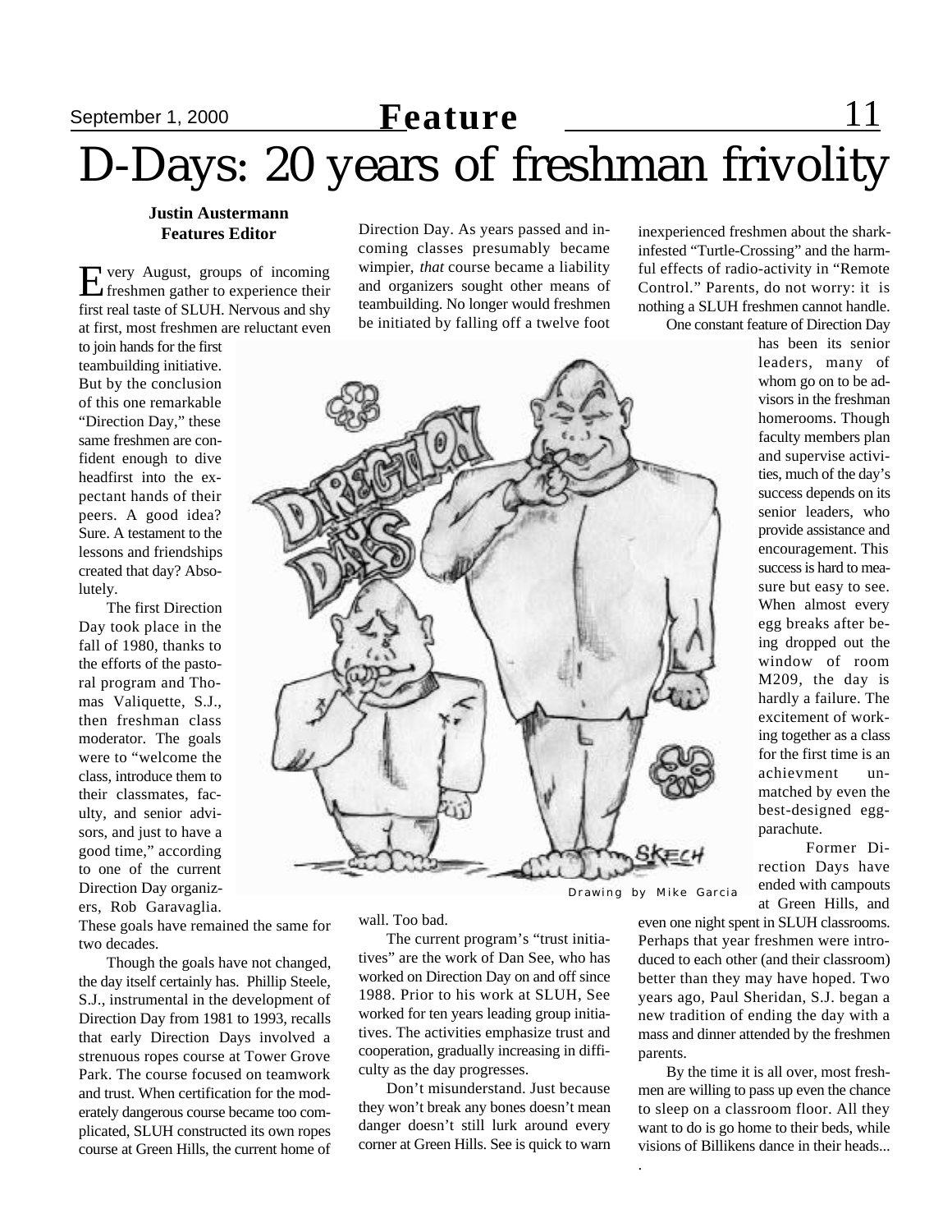# D-Days: 20 years of freshman frivolity

**Justin Austermann**
**Features Editor**

Every August, groups of incoming freshmen gather to experience their first real taste of SLUH. Nervous and shy at first, most freshmen are reluctant even to join hands for the first teambuilding initiative. But by the conclusion of this one remarkable "Direction Day," these same freshmen are confident enough to dive headfirst into the expectant hands of their peers. A good idea? Sure. A testament to the lessons and friendships created that day? Absolutely.

The first Direction Day took place in the fall of 1980, thanks to the efforts of the pastoral program and Thomas Valiquette, S.J., then freshman class moderator. The goals were to "welcome the class, introduce them to their classmates, faculty, and senior advisors, and just to have a good time," according to one of the current Direction Day organizers, Rob Garavaglia. These goals have remained the same for two decades.

Though the goals have not changed, the day itself certainly has. Phillip Steele, S.J., instrumental in the development of Direction Day from 1981 to 1993, recalls that early Direction Days involved a strenuous ropes course at Tower Grove Park. The course focused on teamwork and trust. When certification for the moderately dangerous course became too complicated, SLUH constructed its own ropes course at Green Hills, the current home of Direction Day. As years passed and incoming classes presumably became wimpier, *that* course became a liability and organizers sought other means of teambuilding. No longer would freshmen be initiated by falling off a twelve foot wall. Too bad.

Drawing by Mike Garcia

The current program's "trust initiatives" are the work of Dan See, who has worked on Direction Day on and off since 1988. Prior to his work at SLUH, See worked for ten years leading group initiatives. The activities emphasize trust and cooperation, gradually increasing in difficulty as the day progresses.

Don't misunderstand. Just because they won't break any bones doesn't mean danger doesn't still lurk around every corner at Green Hills. See is quick to warn inexperienced freshmen about the shark-infested "Turtle-Crossing" and the harmful effects of radio-activity in "Remote Control." Parents, do not worry: it is nothing a SLUH freshmen cannot handle.

One constant feature of Direction Day has been its senior leaders, many of whom go on to be advisors in the freshman homerooms. Though faculty members plan and supervise activities, much of the day's success depends on its senior leaders, who provide assistance and encouragement. This success is hard to measure but easy to see. When almost every egg breaks after being dropped out the window of room M209, the day is hardly a failure. The excitement of working together as a class for the first time is an achievment unmatched by even the best-designed egg-parachute.

Former Direction Days have ended with campouts at Green Hills, and even one night spent in SLUH classrooms. Perhaps that year freshmen were introduced to each other (and their classroom) better than they may have hoped. Two years ago, Paul Sheridan, S.J. began a new tradition of ending the day with a mass and dinner attended by the freshmen parents.

By the time it is all over, most freshmen are willing to pass up even the chance to sleep on a classroom floor. All they want to do is go home to their beds, while visions of Billikens dance in their heads...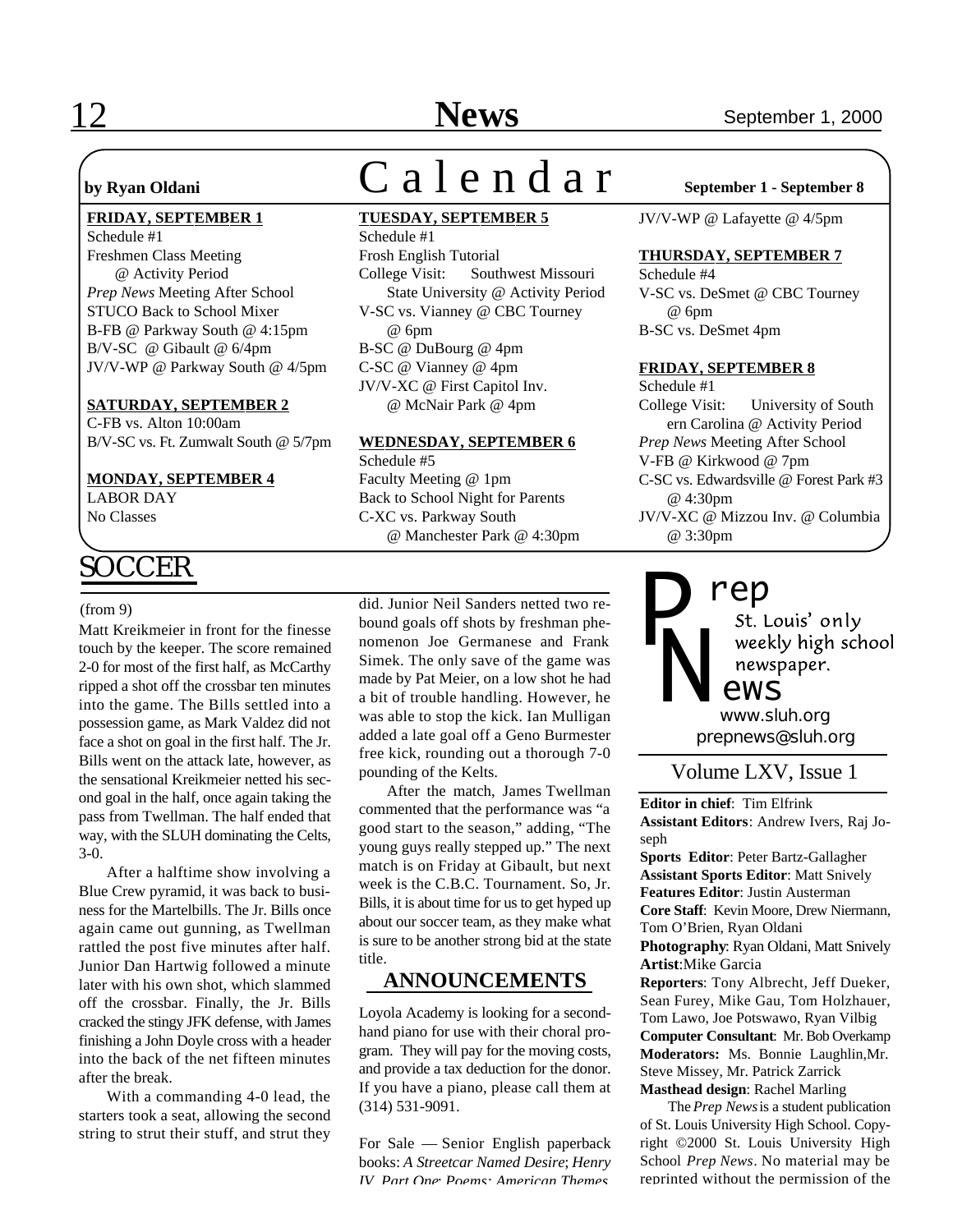# Calendar

by Ryan Oldani

September 1 - September 8

**FRIDAY, SEPTEMBER 1**
Schedule #1
Freshmen Class Meeting @ Activity Period
*Prep News* Meeting After School
STUCO Back to School Mixer
B-FB @ Parkway South @ 4:15pm
B/V-SC @ Gibault @ 6/4pm
JV/V-WP @ Parkway South @ 4/5pm

**SATURDAY, SEPTEMBER 2**
C-FB vs. Alton 10:00am
B/V-SC vs. Ft. Zumwalt South @ 5/7pm

**MONDAY, SEPTEMBER 4**
LABOR DAY
No Classes

**TUESDAY, SEPTEMBER 5**
Schedule #1
Frosh English Tutorial
College Visit: Southwest Missouri State University @ Activity Period
V-SC vs. Vianney @ CBC Tourney @ 6pm
B-SC @ DuBourg @ 4pm
C-SC @ Vianney @ 4pm
JV/V-XC @ First Capitol Inv. @ McNair Park @ 4pm

**WEDNESDAY, SEPTEMBER 6**
Schedule #5
Faculty Meeting @ 1pm
Back to School Night for Parents
C-XC vs. Parkway South @ Manchester Park @ 4:30pm
JV/V-WP @ Lafayette @ 4/5pm

**THURSDAY, SEPTEMBER 7**
Schedule #4
V-SC vs. DeSmet @ CBC Tourney @ 6pm
B-SC vs. DeSmet 4pm

**FRIDAY, SEPTEMBER 8**
Schedule #1
College Visit: University of Southern Carolina @ Activity Period
*Prep News* Meeting After School
V-FB @ Kirkwood @ 7pm
C-SC vs. Edwardsville @ Forest Park #3 @ 4:30pm
JV/V-XC @ Mizzou Inv. @ Columbia @ 3:30pm

## SOCCER

(from 9)

Matt Kreikmeier in front for the finesse touch by the keeper. The score remained 2-0 for most of the first half, as McCarthy ripped a shot off the crossbar ten minutes into the game. The Bills settled into a possession game, as Mark Valdez did not face a shot on goal in the first half. The Jr. Bills went on the attack late, however, as the sensational Kreikmeier netted his second goal in the half, once again taking the pass from Twellman. The half ended that way, with the SLUH dominating the Celts, 3-0.

After a halftime show involving a Blue Crew pyramid, it was back to business for the Martelbills. The Jr. Bills once again came out gunning, as Twellman rattled the post five minutes after half. Junior Dan Hartwig followed a minute later with his own shot, which slammed off the crossbar. Finally, the Jr. Bills cracked the stingy JFK defense, with James finishing a John Doyle cross with a header into the back of the net fifteen minutes after the break.

With a commanding 4-0 lead, the starters took a seat, allowing the second string to strut their stuff, and strut they did. Junior Neil Sanders netted two rebound goals off shots by freshman phenomenon Joe Germanese and Frank Simek. The only save of the game was made by Pat Meier, on a low shot he had a bit of trouble handling. However, he was able to stop the kick. Ian Mulligan added a late goal off a Geno Burmester free kick, rounding out a thorough 7-0 pounding of the Kelts.

After the match, James Twellman commented that the performance was "a good start to the season," adding, "The young guys really stepped up." The next match is on Friday at Gibault, but next week is the C.B.C. Tournament. So, Jr. Bills, it is about time for us to get hyped up about our soccer team, as they make what is sure to be another strong bid at the state title.

## ANNOUNCEMENTS

Loyola Academy is looking for a second-hand piano for use with their choral program. They will pay for the moving costs, and provide a tax deduction for the donor. If you have a piano, please call them at (314) 531-9091.

For Sale — Senior English paperback books: *A Streetcar Named Desire*; *Henry IV, Part One*; *Poems; American Themes*

**Prep News**
St. Louis' only weekly high school newspaper.
www.sluh.org
prepnews@sluh.org

Volume LXV, Issue 1

**Editor in chief**: Tim Elfrink
**Assistant Editors**: Andrew Ivers, Raj Joseph
**Sports Editor**: Peter Bartz-Gallagher
**Assistant Sports Editor**: Matt Snively
**Features Editor**: Justin Austerman
**Core Staff**: Kevin Moore, Drew Niermann, Tom O'Brien, Ryan Oldani
**Photography**: Ryan Oldani, Matt Snively
**Artist**: Mike Garcia
**Reporters**: Tony Albrecht, Jeff Dueker, Sean Furey, Mike Gau, Tom Holzhauer, Tom Lawo, Joe Potswawo, Ryan Vilbig
**Computer Consultant**: Mr. Bob Overkamp
**Moderators:** Ms. Bonnie Laughlin, Mr. Steve Missey, Mr. Patrick Zarrick
**Masthead design**: Rachel Marling

The *Prep News* is a student publication of St. Louis University High School. Copyright ©2000 St. Louis University High School *Prep News*. No material may be reprinted without the permission of the